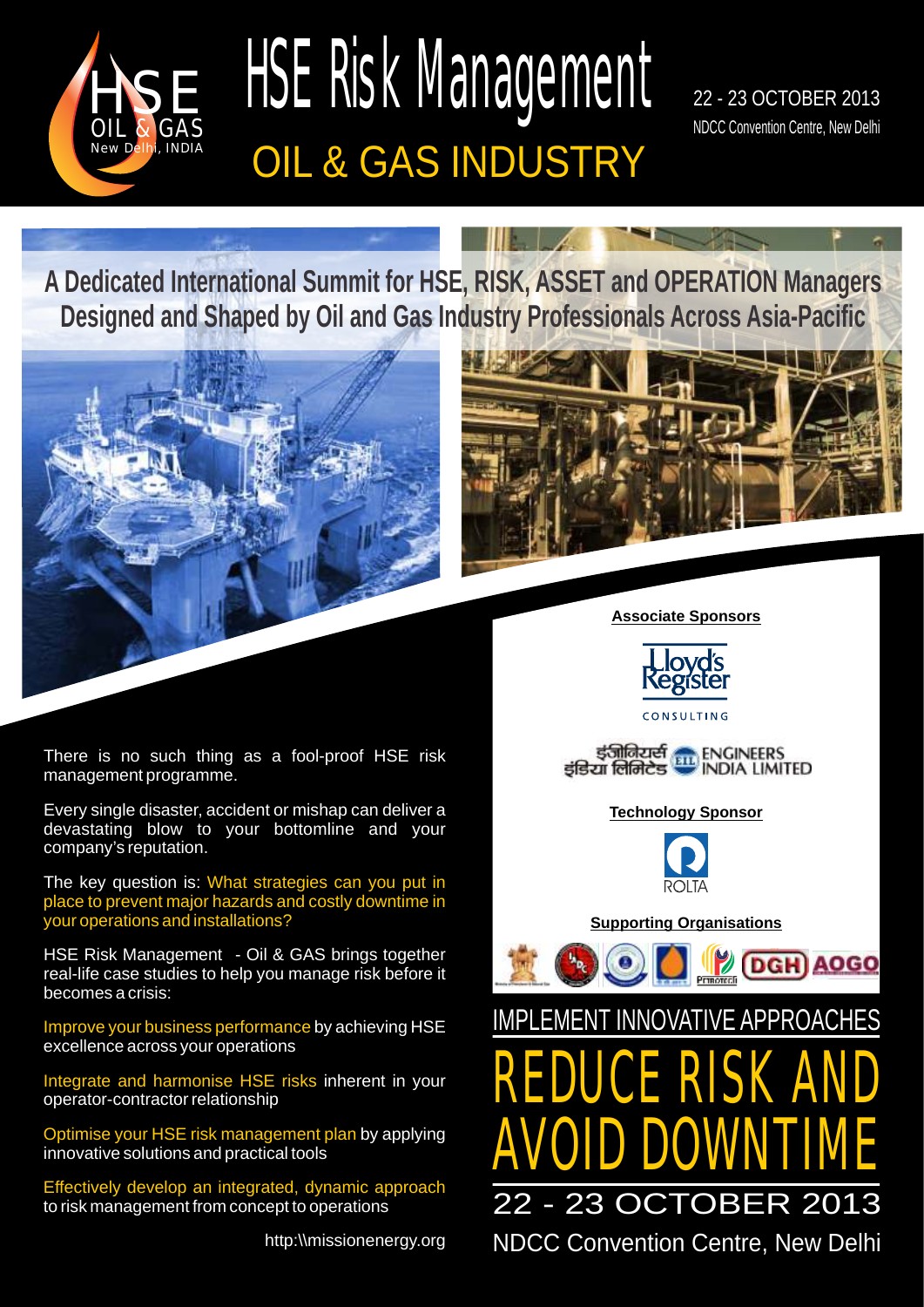# HSE Risk Management

## OIL & GAS INDUSTRY

HSE OIL & GAS New Delhi, INDIA

22 - 23 OCTOBER 2013
NDCC Convention Centre, New Delhi

**A Dedicated International Summit for HSE, RISK, ASSET and OPERATION Managers Designed and Shaped by Oil and Gas Industry Professionals Across Asia-Pacific**

There is no such thing as a fool-proof HSE risk management programme.

Every single disaster, accident or mishap can deliver a devastating blow to your bottomline and your company's reputation.

The key question is: What strategies can you put in place to prevent major hazards and costly downtime in your operations and installations?

HSE Risk Management - Oil & GAS brings together real-life case studies to help you manage risk before it becomes a crisis:

Improve your business performance by achieving HSE excellence across your operations

Integrate and harmonise HSE risks inherent in your operator-contractor relationship

Optimise your HSE risk management plan by applying innovative solutions and practical tools

Effectively develop an integrated, dynamic approach to risk management from concept to operations

http:\\missionenergy.org

**Associate Sponsors**

Lloyd's Register CONSULTING

इंजीनियर्स इंडिया लिमिटेड EIL ENGINEERS INDIA LIMITED

**Technology Sponsor**

ROLTA

**Supporting Organisations**

Petrotech DGH AOGO

## IMPLEMENT INNOVATIVE APPROACHES

# REDUCE RISK AND AVOID DOWNTIME

22 - 23 OCTOBER 2013
NDCC Convention Centre, New Delhi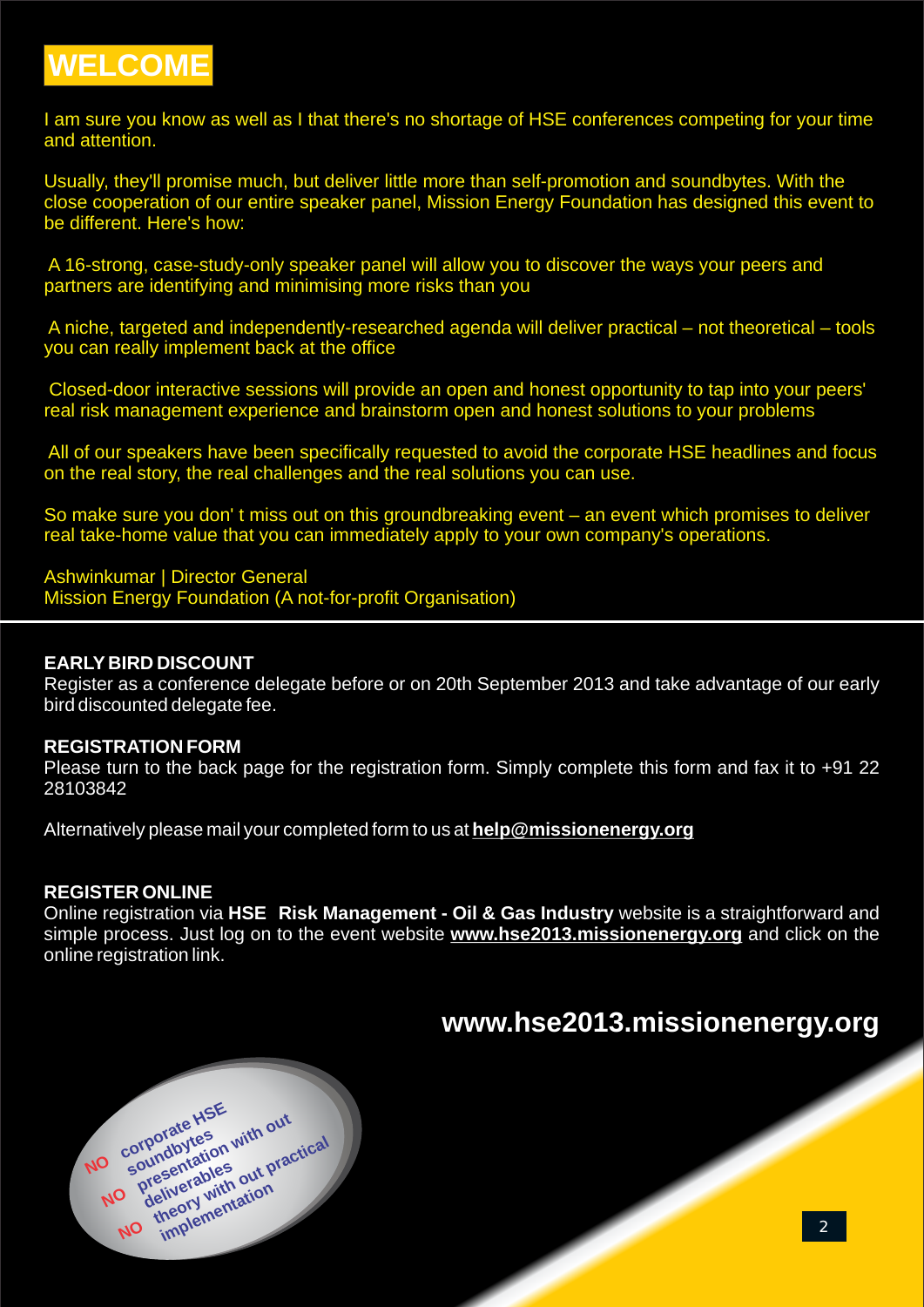# WELCOME

I am sure you know as well as I that there's no shortage of HSE conferences competing for your time and attention.

Usually, they'll promise much, but deliver little more than self-promotion and soundbytes. With the close cooperation of our entire speaker panel, Mission Energy Foundation has designed this event to be different. Here's how:

A 16-strong, case-study-only speaker panel will allow you to discover the ways your peers and partners are identifying and minimising more risks than you

A niche, targeted and independently-researched agenda will deliver practical – not theoretical – tools you can really implement back at the office

Closed-door interactive sessions will provide an open and honest opportunity to tap into your peers' real risk management experience and brainstorm open and honest solutions to your problems

All of our speakers have been specifically requested to avoid the corporate HSE headlines and focus on the real story, the real challenges and the real solutions you can use.

So make sure you don' t miss out on this groundbreaking event – an event which promises to deliver real take-home value that you can immediately apply to your own company's operations.

Ashwinkumar | Director General
Mission Energy Foundation (A not-for-profit Organisation)

**EARLY BIRD DISCOUNT**
Register as a conference delegate before or on 20th September 2013 and take advantage of our early bird discounted delegate fee.

**REGISTRATION FORM**
Please turn to the back page for the registration form. Simply complete this form and fax it to +91 22 28103842

Alternatively please mail your completed form to us at **help@missionenergy.org**

**REGISTER ONLINE**
Online registration via **HSE Risk Management - Oil & Gas Industry** website is a straightforward and simple process. Just log on to the event website **www.hse2013.missionenergy.org** and click on the online registration link.

**www.hse2013.missionenergy.org**

NO corporate HSE soundbytes
NO presentation with out deliverables
NO theory with out practical implementation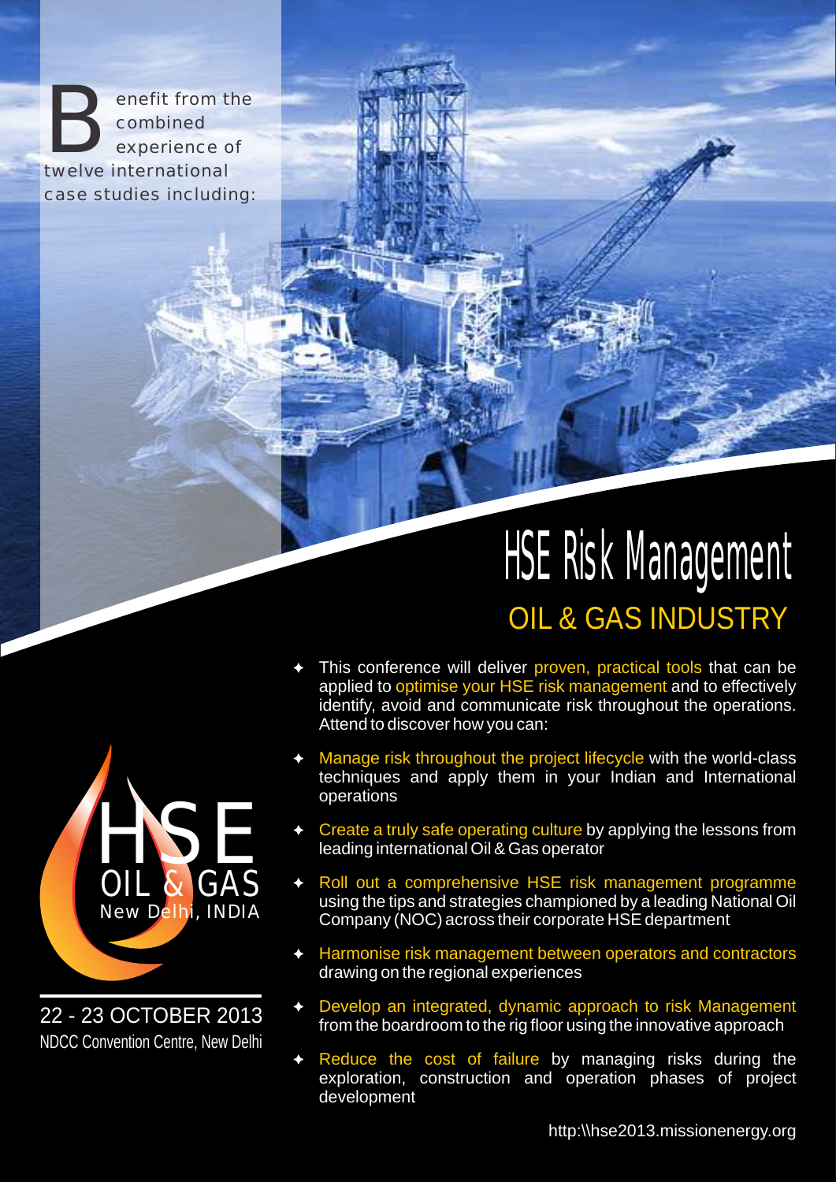Benefit from the combined experience of twelve international case studies including:

# HSE Risk Management

## OIL & GAS INDUSTRY

- This conference will deliver proven, practical tools that can be applied to optimise your HSE risk management and to effectively identify, avoid and communicate risk throughout the operations. Attend to discover how you can:
- Manage risk throughout the project lifecycle with the world-class techniques and apply them in your Indian and International operations
- Create a truly safe operating culture by applying the lessons from leading international Oil & Gas operator
- Roll out a comprehensive HSE risk management programme using the tips and strategies championed by a leading National Oil Company (NOC) across their corporate HSE department
- Harmonise risk management between operators and contractors drawing on the regional experiences
- Develop an integrated, dynamic approach to risk Management from the boardroom to the rig floor using the innovative approach
- Reduce the cost of failure by managing risks during the exploration, construction and operation phases of project development

HSE OIL & GAS New Delhi, INDIA

22 - 23 OCTOBER 2013

NDCC Convention Centre, New Delhi

http:\\hse2013.missionenergy.org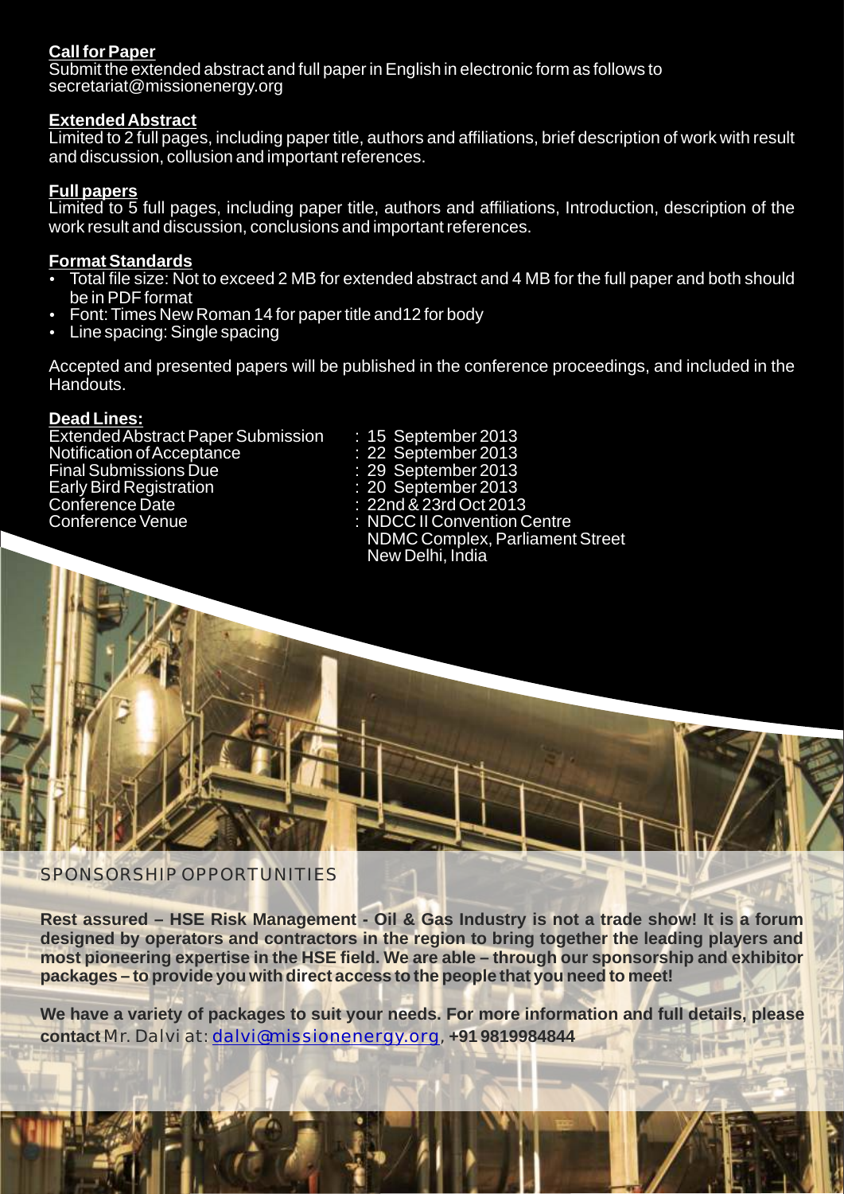## Call for Paper

Submit the extended abstract and full paper in English in electronic form as follows to secretariat@missionenergy.org

## Extended Abstract

Limited to 2 full pages, including paper title, authors and affiliations, brief description of work with result and discussion, collusion and important references.

## Full papers

Limited to 5 full pages, including paper title, authors and affiliations, Introduction, description of the work result and discussion, conclusions and important references.

## Format Standards

- Total file size: Not to exceed 2 MB for extended abstract and 4 MB for the full paper and both should be in PDF format
- Font: Times New Roman 14 for paper title and12 for body
- Line spacing: Single spacing

Accepted and presented papers will be published in the conference proceedings, and included in the Handouts.

## Dead Lines:

| | |
|---|---|
| Extended Abstract Paper Submission | : 15 September 2013 |
| Notification of Acceptance | : 22 September 2013 |
| Final Submissions Due | : 29 September 2013 |
| Early Bird Registration | : 20 September 2013 |
| Conference Date | : 22nd & 23rd Oct 2013 |
| Conference Venue | : NDCC II Convention Centre<br>NDMC Complex, Parliament Street<br>New Delhi, India |

## SPONSORSHIP OPPORTUNITIES

**Rest assured – HSE Risk Management - Oil & Gas Industry is not a trade show! It is a forum designed by operators and contractors in the region to bring together the leading players and most pioneering expertise in the HSE field. We are able – through our sponsorship and exhibitor packages – to provide you with direct access to the people that you need to meet!**

**We have a variety of packages to suit your needs. For more information and full details, please contact** Mr. Dalvi at: dalvi@missionenergy.org, **+91 9819984844**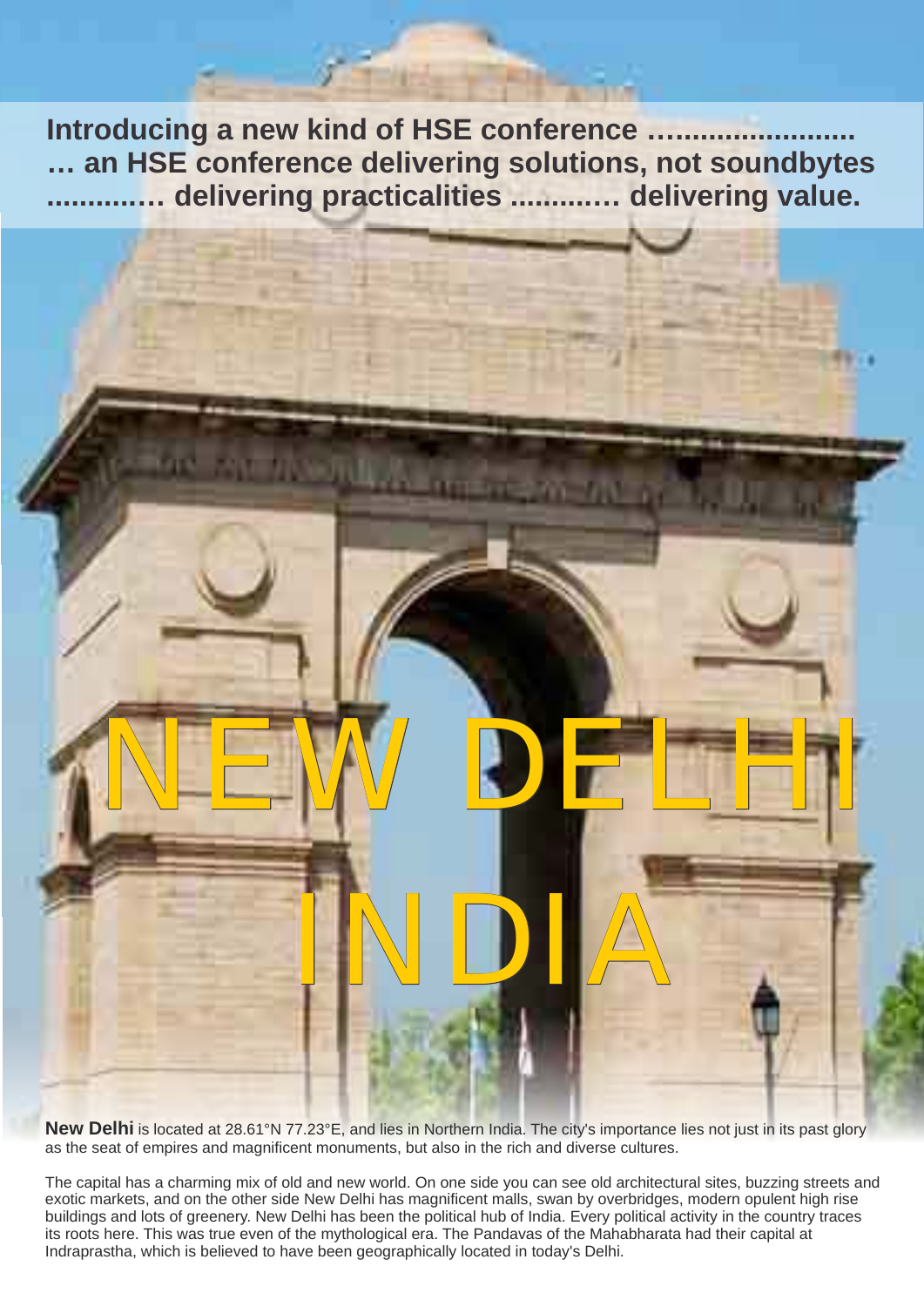**Introducing a new kind of HSE conference ........................**
**… an HSE conference delivering solutions, not soundbytes**
**…………. delivering practicalities ………… delivering value.**

# NEW DELHI

# INDIA

**New Delhi** is located at 28.61°N 77.23°E, and lies in Northern India. The city's importance lies not just in its past glory as the seat of empires and magnificent monuments, but also in the rich and diverse cultures.

The capital has a charming mix of old and new world. On one side you can see old architectural sites, buzzing streets and exotic markets, and on the other side New Delhi has magnificent malls, swan by overbridges, modern opulent high rise buildings and lots of greenery. New Delhi has been the political hub of India. Every political activity in the country traces its roots here. This was true even of the mythological era. The Pandavas of the Mahabharata had their capital at Indraprastha, which is believed to have been geographically located in today's Delhi.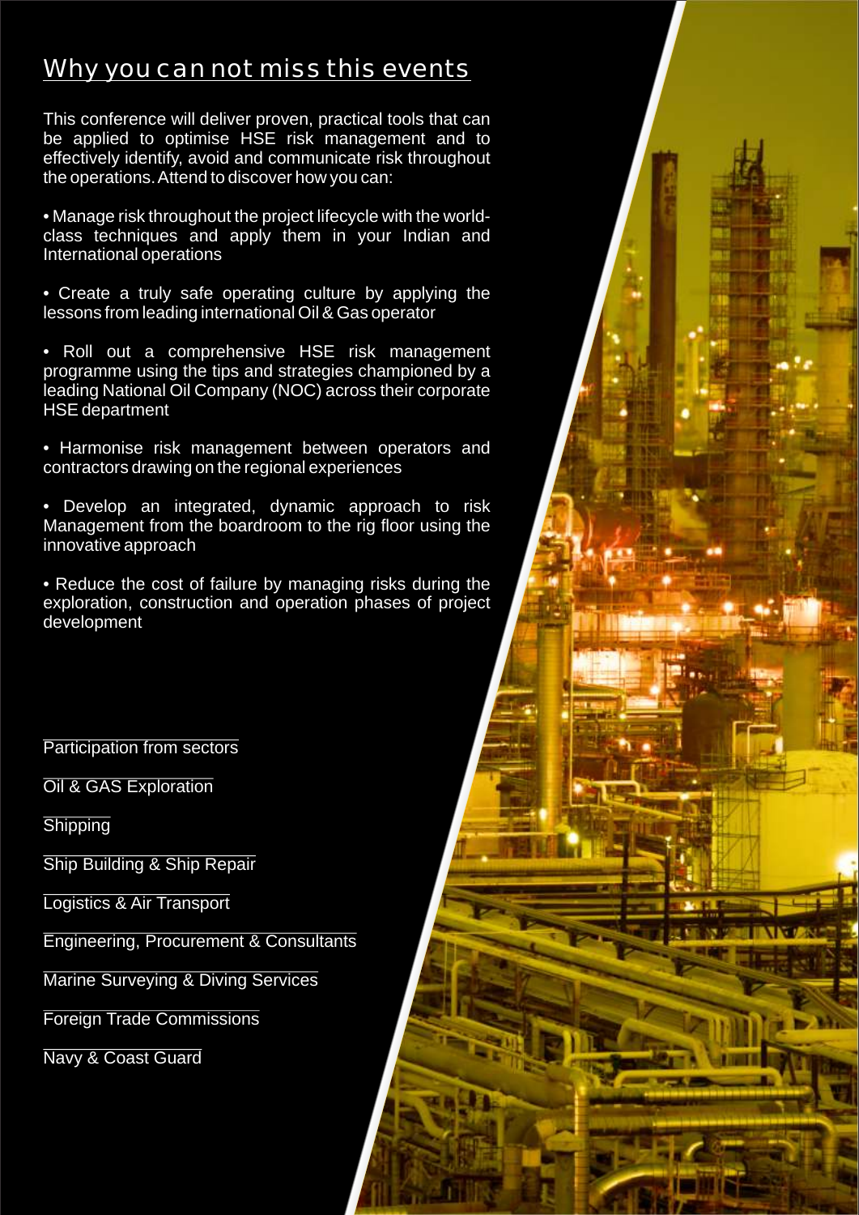## Why you can not miss this events

This conference will deliver proven, practical tools that can be applied to optimise HSE risk management and to effectively identify, avoid and communicate risk throughout the operations. Attend to discover how you can:

- Manage risk throughout the project lifecycle with the world-class techniques and apply them in your Indian and International operations
- Create a truly safe operating culture by applying the lessons from leading international Oil & Gas operator
- Roll out a comprehensive HSE risk management programme using the tips and strategies championed by a leading National Oil Company (NOC) across their corporate HSE department
- Harmonise risk management between operators and contractors drawing on the regional experiences
- Develop an integrated, dynamic approach to risk Management from the boardroom to the rig floor using the innovative approach
- Reduce the cost of failure by managing risks during the exploration, construction and operation phases of project development

Participation from sectors

Oil & GAS Exploration

Shipping

Ship Building & Ship Repair

Logistics & Air Transport

Engineering, Procurement & Consultants

Marine Surveying & Diving Services

Foreign Trade Commissions

Navy & Coast Guard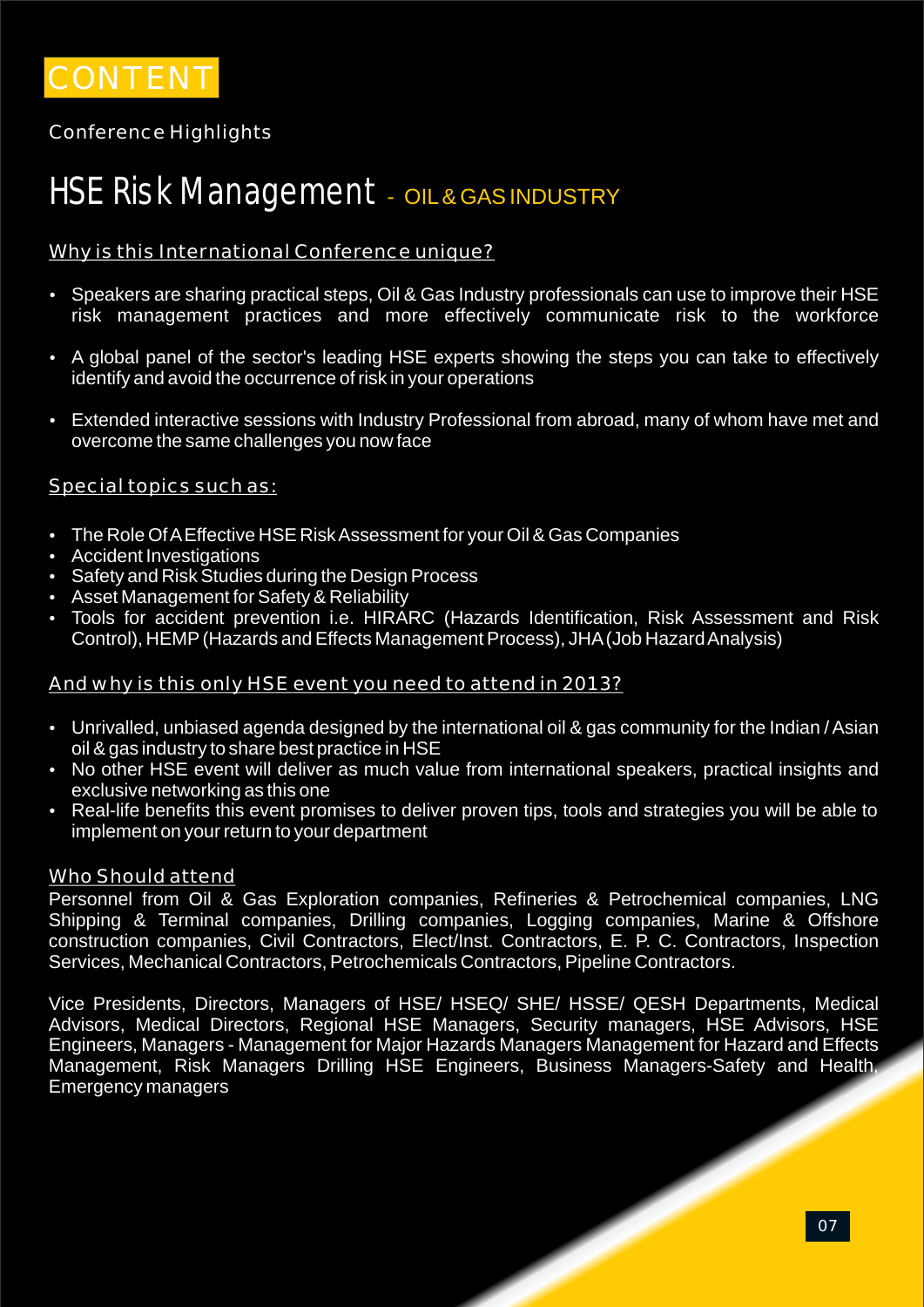# CONTENT

Conference Highlights

## HSE Risk Management - OIL & GAS INDUSTRY

### Why is this International Conference unique?

- Speakers are sharing practical steps, Oil & Gas Industry professionals can use to improve their HSE risk management practices and more effectively communicate risk to the workforce
- A global panel of the sector's leading HSE experts showing the steps you can take to effectively identify and avoid the occurrence of risk in your operations
- Extended interactive sessions with Industry Professional from abroad, many of whom have met and overcome the same challenges you now face

### Special topics such as:

- The Role Of A Effective HSE Risk Assessment for your Oil & Gas Companies
- Accident Investigations
- Safety and Risk Studies during the Design Process
- Asset Management for Safety & Reliability
- Tools for accident prevention i.e. HIRARC (Hazards Identification, Risk Assessment and Risk Control), HEMP (Hazards and Effects Management Process), JHA (Job Hazard Analysis)

### And why is this only HSE event you need to attend in 2013?

- Unrivalled, unbiased agenda designed by the international oil & gas community for the Indian / Asian oil & gas industry to share best practice in HSE
- No other HSE event will deliver as much value from international speakers, practical insights and exclusive networking as this one
- Real-life benefits this event promises to deliver proven tips, tools and strategies you will be able to implement on your return to your department

### Who Should attend

Personnel from Oil & Gas Exploration companies, Refineries & Petrochemical companies, LNG Shipping & Terminal companies, Drilling companies, Logging companies, Marine & Offshore construction companies, Civil Contractors, Elect/Inst. Contractors, E. P. C. Contractors, Inspection Services, Mechanical Contractors, Petrochemicals Contractors, Pipeline Contractors.

Vice Presidents, Directors, Managers of HSE/ HSEQ/ SHE/ HSSE/ QESH Departments, Medical Advisors, Medical Directors, Regional HSE Managers, Security managers, HSE Advisors, HSE Engineers, Managers - Management for Major Hazards Managers Management for Hazard and Effects Management, Risk Managers Drilling HSE Engineers, Business Managers-Safety and Health, Emergency managers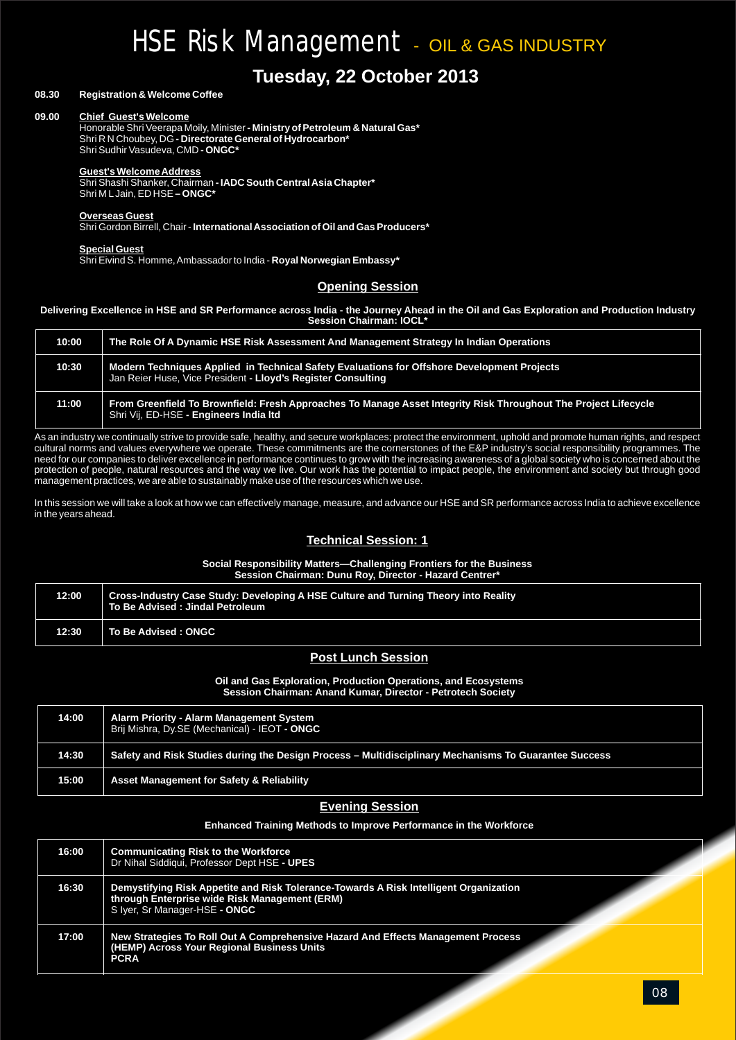# HSE Risk Management - OIL & GAS INDUSTRY

## Tuesday, 22 October 2013

**08.30** **Registration & Welcome Coffee**

**09.00** **Chief Guest's Welcome**
Honorable Shri Veerapa Moily, Minister **- Ministry of Petroleum & Natural Gas***
Shri R N Choubey, DG **- Directorate General of Hydrocarbon***
Shri Sudhir Vasudeva, CMD **- ONGC***

**Guest's Welcome Address**
Shri Shashi Shanker, Chairman **- IADC South Central Asia Chapter***
Shri M L Jain, ED HSE **– ONGC***

**Overseas Guest**
Shri Gordon Birrell, Chair - **International Association of Oil and Gas Producers***

**Special Guest**
Shri Eivind S. Homme, Ambassador to India - **Royal Norwegian Embassy***

### Opening Session

**Delivering Excellence in HSE and SR Performance across India - the Journey Ahead in the Oil and Gas Exploration and Production Industry**
**Session Chairman: IOCL***

| | |
|---|---|
| **10:00** | **The Role Of A Dynamic HSE Risk Assessment And Management Strategy In Indian Operations** |
| **10:30** | **Modern Techniques Applied in Technical Safety Evaluations for Offshore Development Projects**<br>Jan Reier Huse, Vice President **- Lloyd's Register Consulting** |
| **11:00** | **From Greenfield To Brownfield: Fresh Approaches To Manage Asset Integrity Risk Throughout The Project Lifecycle**<br>Shri Vij, ED-HSE **- Engineers India ltd** |

As an industry we continually strive to provide safe, healthy, and secure workplaces; protect the environment, uphold and promote human rights, and respect cultural norms and values everywhere we operate. These commitments are the cornerstones of the E&P industry's social responsibility programmes. The need for our companies to deliver excellence in performance continues to grow with the increasing awareness of a global society who is concerned about the protection of people, natural resources and the way we live. Our work has the potential to impact people, the environment and society but through good management practices, we are able to sustainably make use of the resources which we use.

In this session we will take a look at how we can effectively manage, measure, and advance our HSE and SR performance across India to achieve excellence in the years ahead.

### Technical Session: 1

**Social Responsibility Matters—Challenging Frontiers for the Business**
**Session Chairman: Dunu Roy, Director - Hazard Centrer***

| | |
|---|---|
| **12:00** | **Cross-Industry Case Study: Developing A HSE Culture and Turning Theory into Reality**<br>**To Be Advised : Jindal Petroleum** |
| **12:30** | **To Be Advised : ONGC** |

### Post Lunch Session

**Oil and Gas Exploration, Production Operations, and Ecosystems**
**Session Chairman: Anand Kumar, Director - Petrotech Society**

| | |
|---|---|
| **14:00** | **Alarm Priority - Alarm Management System**<br>Brij Mishra, Dy.SE (Mechanical) - IEOT **- ONGC** |
| **14:30** | **Safety and Risk Studies during the Design Process – Multidisciplinary Mechanisms To Guarantee Success** |
| **15:00** | **Asset Management for Safety & Reliability** |

### Evening Session

**Enhanced Training Methods to Improve Performance in the Workforce**

| | |
|---|---|
| **16:00** | **Communicating Risk to the Workforce**<br>Dr Nihal Siddiqui, Professor Dept HSE **- UPES** |
| **16:30** | **Demystifying Risk Appetite and Risk Tolerance-Towards A Risk Intelligent Organization through Enterprise wide Risk Management (ERM)**<br>S Iyer, Sr Manager-HSE **- ONGC** |
| **17:00** | **New Strategies To Roll Out A Comprehensive Hazard And Effects Management Process (HEMP) Across Your Regional Business Units**<br>**PCRA** |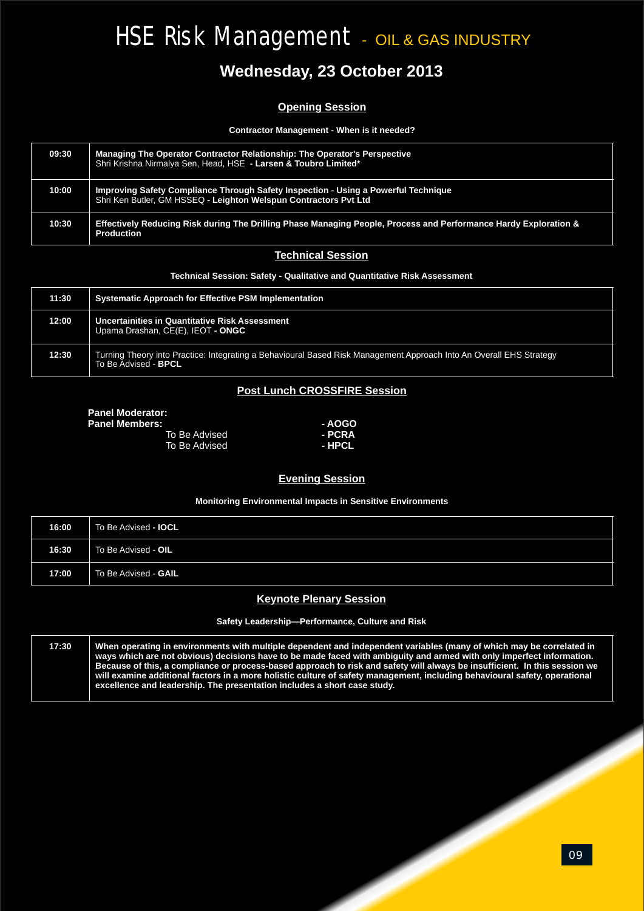# HSE Risk Management - OIL & GAS INDUSTRY

## Wednesday, 23 October 2013

### Opening Session

**Contractor Management - When is it needed?**

| | |
|---|---|
| **09:30** | **Managing The Operator Contractor Relationship: The Operator's Perspective** Shri Krishna Nirmalya Sen, Head, HSE **- Larsen & Toubro Limited*** |
| **10:00** | **Improving Safety Compliance Through Safety Inspection - Using a Powerful Technique** Shri Ken Butler, GM HSSEQ **- Leighton Welspun Contractors Pvt Ltd** |
| **10:30** | **Effectively Reducing Risk during The Drilling Phase Managing People, Process and Performance Hardy Exploration & Production** |

### Technical Session

**Technical Session: Safety - Qualitative and Quantitative Risk Assessment**

| | |
|---|---|
| **11:30** | **Systematic Approach for Effective PSM Implementation** |
| **12:00** | **Uncertainities in Quantitative Risk Assessment** Upama Drashan, CE(E), IEOT **- ONGC** |
| **12:30** | Turning Theory into Practice: Integrating a Behavioural Based Risk Management Approach Into An Overall EHS Strategy To Be Advised - **BPCL** |

### Post Lunch CROSSFIRE Session

**Panel Moderator:** - **AOGO**
**Panel Members:**
To Be Advised - **PCRA**
To Be Advised - **HPCL**

### Evening Session

**Monitoring Environmental Impacts in Sensitive Environments**

| | |
|---|---|
| **16:00** | To Be Advised **- IOCL** |
| **16:30** | To Be Advised - **OIL** |
| **17:00** | To Be Advised - **GAIL** |

### Keynote Plenary Session

**Safety Leadership—Performance, Culture and Risk**

| | |
|---|---|
| **17:30** | **When operating in environments with multiple dependent and independent variables (many of which may be correlated in ways which are not obvious) decisions have to be made faced with ambiguity and armed with only imperfect information. Because of this, a compliance or process-based approach to risk and safety will always be insufficient. In this session we will examine additional factors in a more holistic culture of safety management, including behavioural safety, operational excellence and leadership. The presentation includes a short case study.** |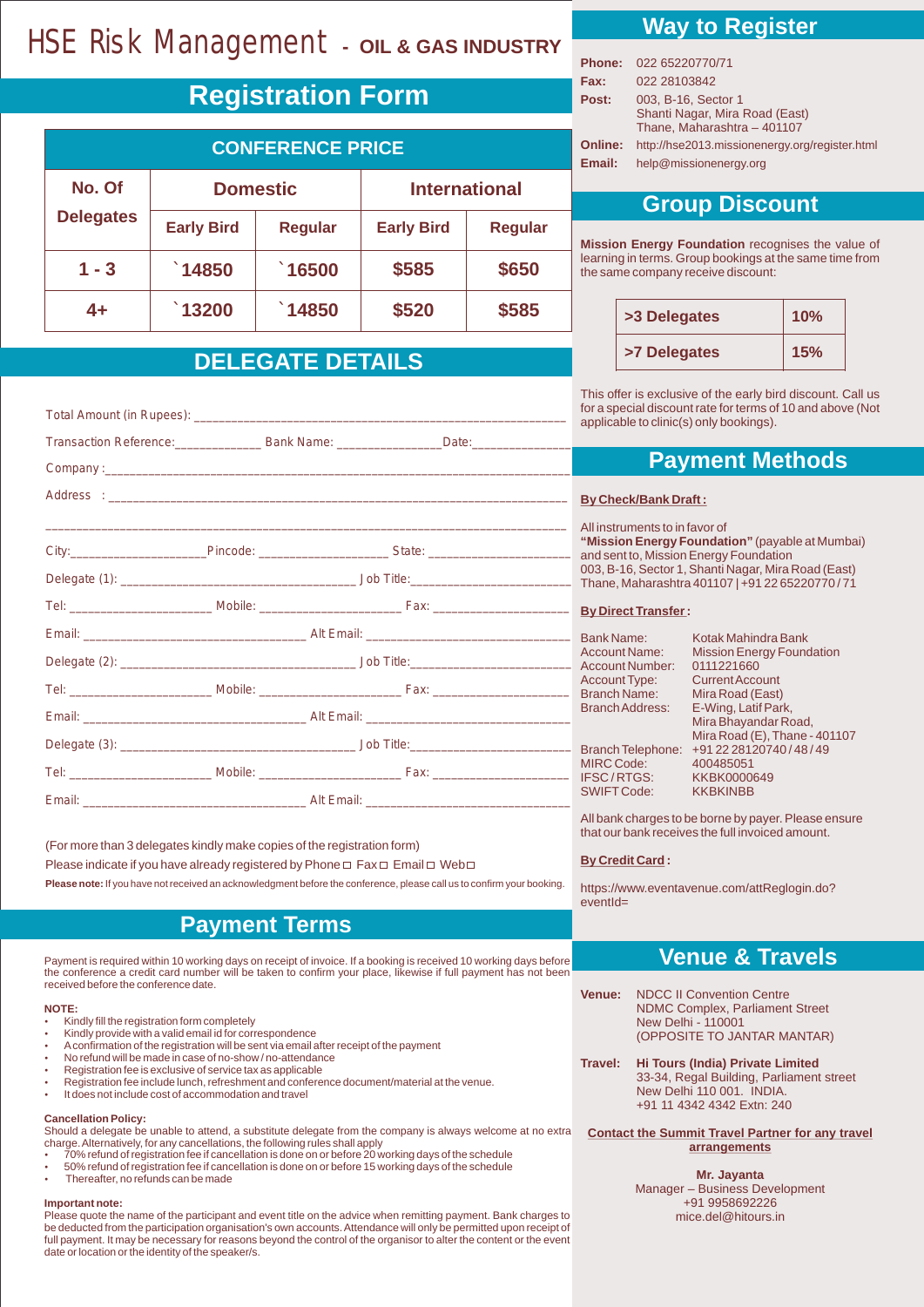# HSE Risk Management - OIL & GAS INDUSTRY

## Registration Form

| CONFERENCE PRICE | | | | |
|---|---|---|---|---|
| No. Of Delegates | Domestic | | International | |
| | Early Bird | Regular | Early Bird | Regular |
| 1 - 3 | `14850 | `16500 | $585 | $650 |
| 4+ | `13200 | `14850 | $520 | $585 |

## DELEGATE DETAILS

Total Amount (in Rupees): ___________________________________________________________

Transaction Reference:_____________ Bank Name: _______________Date:_______________

Company :___________________________________________________________________________

Address : ___________________________________________________________________________

_____________________________________________________________________________________

City:____________________Pincode: __________________ State: _____________________

Delegate (1): ___________________________________ Job Title:_______________________

Tel: _____________________ Mobile: _____________________ Fax: ____________________

Email: _________________________________ Alt Email: _______________________________

Delegate (2): ___________________________________ Job Title:_______________________

Tel: _____________________ Mobile: _____________________ Fax: ____________________

Email: _________________________________ Alt Email: _______________________________

Delegate (3): ___________________________________ Job Title:_______________________

Tel: _____________________ Mobile: _____________________ Fax: ____________________

Email: _________________________________ Alt Email: _______________________________

(For more than 3 delegates kindly make copies of the registration form)

Please indicate if you have already registered by Phone □ Fax □ Email □ Web □

**Please note:** If you have not received an acknowledgment before the conference, please call us to confirm your booking.

## Payment Terms

Payment is required within 10 working days on receipt of invoice. If a booking is received 10 working days before the conference a credit card number will be taken to confirm your place, likewise if full payment has not been received before the conference date.

**NOTE:**

- Kindly fill the registration form completely
- Kindly provide with a valid email id for correspondence
- A confirmation of the registration will be sent via email after receipt of the payment
- No refund will be made in case of no-show / no-attendance
- Registration fee is exclusive of service tax as applicable
- Registration fee include lunch, refreshment and conference document/material at the venue.
- It does not include cost of accommodation and travel

**Cancellation Policy:**

Should a delegate be unable to attend, a substitute delegate from the company is always welcome at no extra charge. Alternatively, for any cancellations, the following rules shall apply

- 70% refund of registration fee if cancellation is done on or before 20 working days of the schedule
- 50% refund of registration fee if cancellation is done on or before 15 working days of the schedule
- Thereafter, no refunds can be made

**Important note:**

Please quote the name of the participant and event title on the advice when remitting payment. Bank charges to be deducted from the participation organisation's own accounts. Attendance will only be permitted upon receipt of full payment. It may be necessary for reasons beyond the control of the organisor to alter the content or the event date or location or the identity of the speaker/s.

## Way to Register

**Phone:** 022 65220770/71
**Fax:** 022 28103842
**Post:** 003, B-16, Sector 1
Shanti Nagar, Mira Road (East)
Thane, Maharashtra – 401107
**Online:** http://hse2013.missionenergy.org/register.html
**Email:** help@missionenergy.org

## Group Discount

**Mission Energy Foundation** recognises the value of learning in terms. Group bookings at the same time from the same company receive discount:

| | |
|---|---|
| >3 Delegates | 10% |
| >7 Delegates | 15% |

This offer is exclusive of the early bird discount. Call us for a special discount rate for terms of 10 and above (Not applicable to clinic(s) only bookings).

## Payment Methods

**By Check/Bank Draft :**

All instruments to in favor of **"Mission Energy Foundation"** (payable at Mumbai) and sent to, Mission Energy Foundation 003, B-16, Sector 1, Shanti Nagar, Mira Road (East) Thane, Maharashtra 401107 | +91 22 65220770 / 71

**By Direct Transfer :**

| | |
|---|---|
| Bank Name: | Kotak Mahindra Bank |
| Account Name: | Mission Energy Foundation |
| Account Number: | 0111221660 |
| Account Type: | Current Account |
| Branch Name: | Mira Road (East) |
| Branch Address: | E-Wing, Latif Park, Mira Bhayandar Road, Mira Road (E), Thane - 401107 |
| Branch Telephone: | +91 22 28120740 / 48 / 49 |
| MIRC Code: | 400485051 |
| IFSC / RTGS: | KKBK0000649 |
| SWIFT Code: | KKBKINBB |

All bank charges to be borne by payer. Please ensure that our bank receives the full invoiced amount.

**By Credit Card :**

https://www.eventavenue.com/attReglogin.do?eventId=

## Venue & Travels

**Venue:** NDCC II Convention Centre
NDMC Complex, Parliament Street
New Delhi - 110001
(OPPOSITE TO JANTAR MANTAR)

**Travel:** **Hi Tours (India) Private Limited**
33-34, Regal Building, Parliament street
New Delhi 110 001. INDIA.
+91 11 4342 4342 Extn: 240

**Contact the Summit Travel Partner for any travel arrangements**

**Mr. Jayanta**
Manager – Business Development
+91 9958692226
mice.del@hitours.in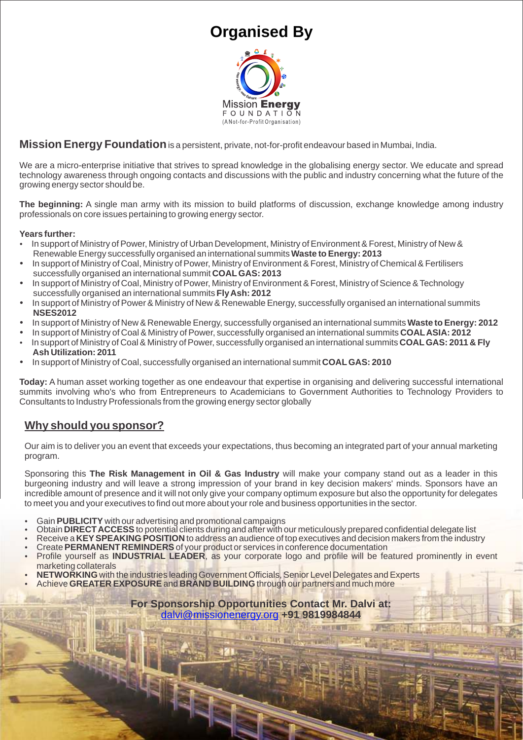# Organised By

Mission Energy FOUNDATION (A Not-for-Profit Organisation)

**Mission Energy Foundation** is a persistent, private, not-for-profit endeavour based in Mumbai, India.

We are a micro-enterprise initiative that strives to spread knowledge in the globalising energy sector. We educate and spread technology awareness through ongoing contacts and discussions with the public and industry concerning what the future of the growing energy sector should be.

**The beginning:** A single man army with its mission to build platforms of discussion, exchange knowledge among industry professionals on core issues pertaining to growing energy sector.

**Years further:**

- In support of Ministry of Power, Ministry of Urban Development, Ministry of Environment & Forest, Ministry of New & Renewable Energy successfully organised an international summits **Waste to Energy: 2013**
- In support of Ministry of Coal, Ministry of Power, Ministry of Environment & Forest, Ministry of Chemical & Fertilisers successfully organised an international summit **COAL GAS: 2013**
- In support of Ministry of Coal, Ministry of Power, Ministry of Environment & Forest, Ministry of Science & Technology successfully organised an international summits **Fly Ash: 2012**
- In support of Ministry of Power & Ministry of New & Renewable Energy, successfully organised an international summits **NSES2012**
- In support of Ministry of New & Renewable Energy, successfully organised an international summits **Waste to Energy: 2012**
- In support of Ministry of Coal & Ministry of Power, successfully organised an international summits **COAL ASIA: 2012**
- In support of Ministry of Coal & Ministry of Power, successfully organised an international summits **COAL GAS: 2011 & Fly Ash Utilization: 2011**
- In support of Ministry of Coal, successfully organised an international summit **COAL GAS: 2010**

**Today:** A human asset working together as one endeavour that expertise in organising and delivering successful international summits involving who's who from Entrepreneurs to Academicians to Government Authorities to Technology Providers to Consultants to Industry Professionals from the growing energy sector globally

## Why should you sponsor?

Our aim is to deliver you an event that exceeds your expectations, thus becoming an integrated part of your annual marketing program.

Sponsoring this **The Risk Management in Oil & Gas Industry** will make your company stand out as a leader in this burgeoning industry and will leave a strong impression of your brand in key decision makers' minds. Sponsors have an incredible amount of presence and it will not only give your company optimum exposure but also the opportunity for delegates to meet you and your executives to find out more about your role and business opportunities in the sector.

- Gain **PUBLICITY** with our advertising and promotional campaigns
- Obtain **DIRECT ACCESS** to potential clients during and after with our meticulously prepared confidential delegate list
- Receive a **KEY SPEAKING POSITION** to address an audience of top executives and decision makers from the industry
- Create **PERMANENT REMINDERS** of your product or services in conference documentation
- Profile yourself as **INDUSTRIAL LEADER**, as your corporate logo and profile will be featured prominently in event marketing collaterals
- **NETWORKING** with the industries leading Government Officials, Senior Level Delegates and Experts
- Achieve **GREATER EXPOSURE** and **BRAND BUILDING** through our partners and much more

**For Sponsorship Opportunities Contact Mr. Dalvi at:**
dalvi@missionenergy.org **+91 9819984844**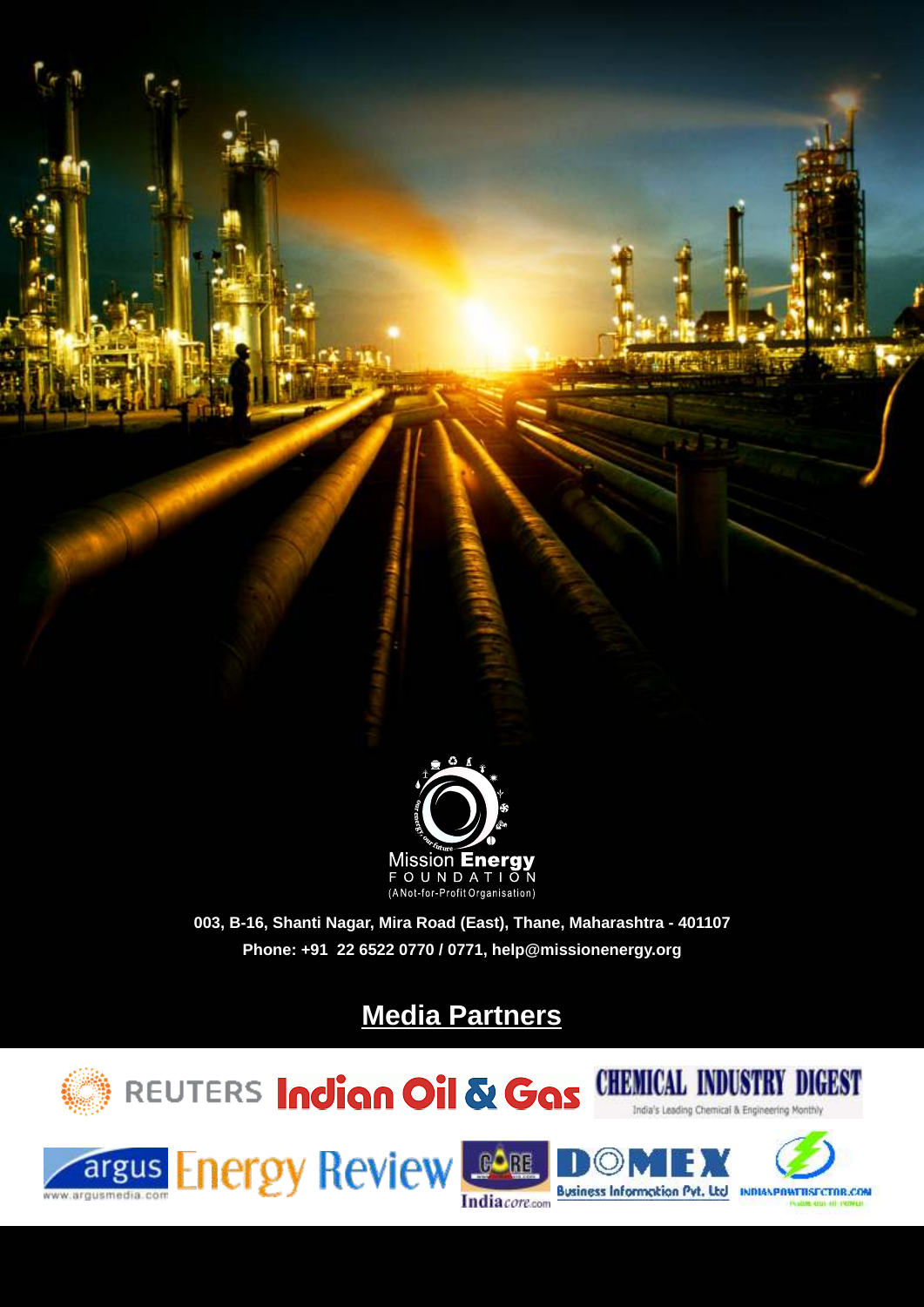Mission **Energy**
FOUNDATION
(A Not-for-Profit Organisation)

003, B-16, Shanti Nagar, Mira Road (East), Thane, Maharashtra - 401107

Phone: +91 22 6522 0770 / 0771, help@missionenergy.org

## Media Partners

REUTERS

Indian Oil & Gas

CHEMICAL INDUSTRY DIGEST

India's Leading Chemical & Engineering Monthly

argus

www.argusmedia.com

Energy Review

India core.com

DOMEX

Business Information Pvt. Ltd

INDIAPOWERSECTOR.COM